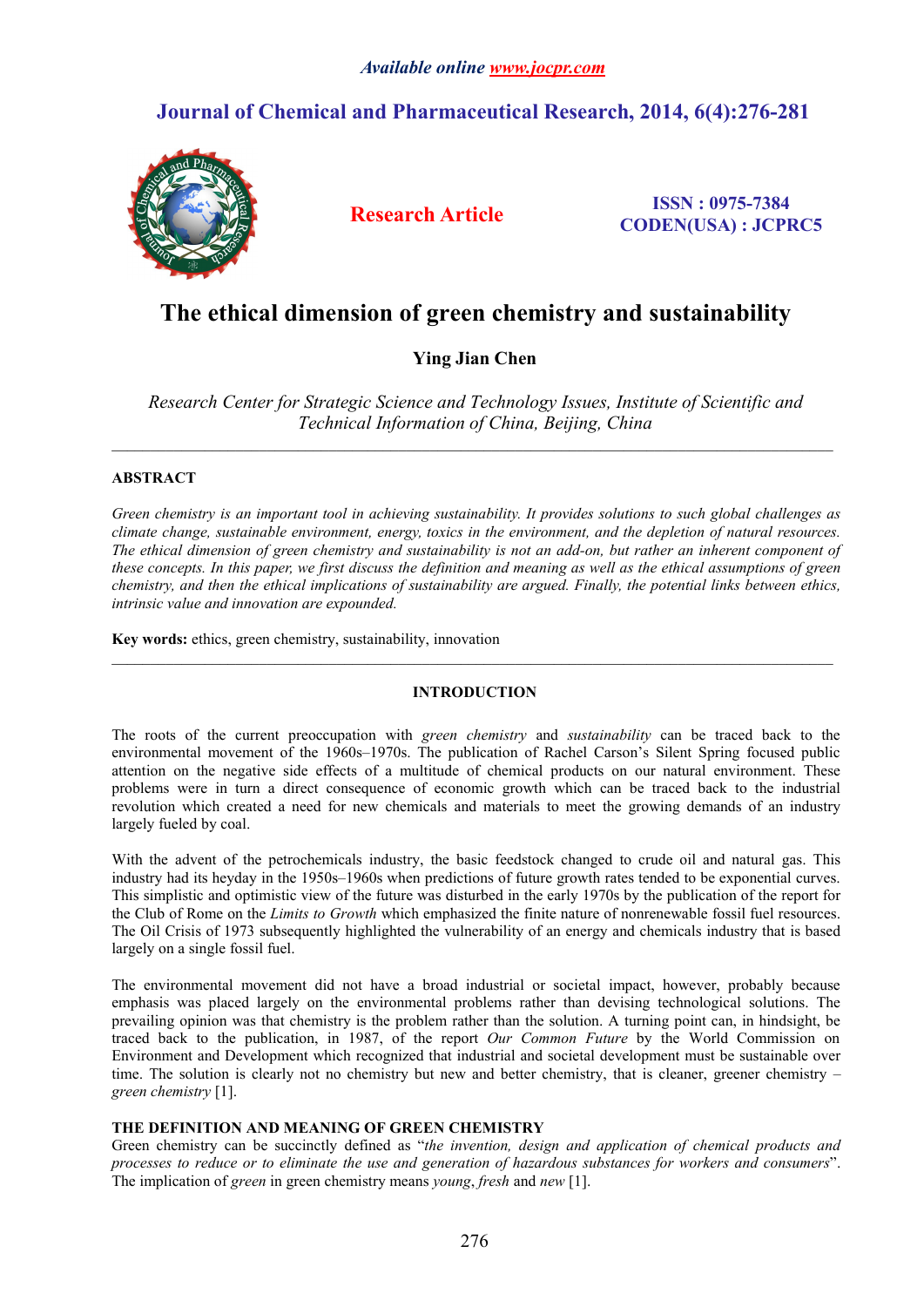# The ethical dimension of green chemistry and sustainability

**Ying Jian Chen**

*Research Center for Strategic Science and Technology Issues, Institute of Scientific and Technical Information of China, Beijing, China*

---

## ABSTRACT

*Green chemistry is an important tool in achieving sustainability. It provides solutions to such global challenges as climate change, sustainable environment, energy, toxics in the environment, and the depletion of natural resources. The ethical dimension of green chemistry and sustainability is not an add-on, but rather an inherent component of these concepts. In this paper, we first discuss the definition and meaning as well as the ethical assumptions of green chemistry, and then the ethical implications of sustainability are argued. Finally, the potential links between ethics, intrinsic value and innovation are expounded.*

**Key words:** ethics, green chemistry, sustainability, innovation

---

## INTRODUCTION

The roots of the current preoccupation with *green chemistry* and *sustainability* can be traced back to the environmental movement of the 1960s–1970s. The publication of Rachel Carson's Silent Spring focused public attention on the negative side effects of a multitude of chemical products on our natural environment. These problems were in turn a direct consequence of economic growth which can be traced back to the industrial revolution which created a need for new chemicals and materials to meet the growing demands of an industry largely fueled by coal.

With the advent of the petrochemicals industry, the basic feedstock changed to crude oil and natural gas. This industry had its heyday in the 1950s–1960s when predictions of future growth rates tended to be exponential curves. This simplistic and optimistic view of the future was disturbed in the early 1970s by the publication of the report for the Club of Rome on the *Limits to Growth* which emphasized the finite nature of nonrenewable fossil fuel resources. The Oil Crisis of 1973 subsequently highlighted the vulnerability of an energy and chemicals industry that is based largely on a single fossil fuel.

The environmental movement did not have a broad industrial or societal impact, however, probably because emphasis was placed largely on the environmental problems rather than devising technological solutions. The prevailing opinion was that chemistry is the problem rather than the solution. A turning point can, in hindsight, be traced back to the publication, in 1987, of the report *Our Common Future* by the World Commission on Environment and Development which recognized that industrial and societal development must be sustainable over time. The solution is clearly not no chemistry but new and better chemistry, that is cleaner, greener chemistry – *green chemistry* [1].

## THE DEFINITION AND MEANING OF GREEN CHEMISTRY

Green chemistry can be succinctly defined as "*the invention, design and application of chemical products and processes to reduce or to eliminate the use and generation of hazardous substances for workers and consumers*". The implication of *green* in green chemistry means *young*, *fresh* and *new* [1].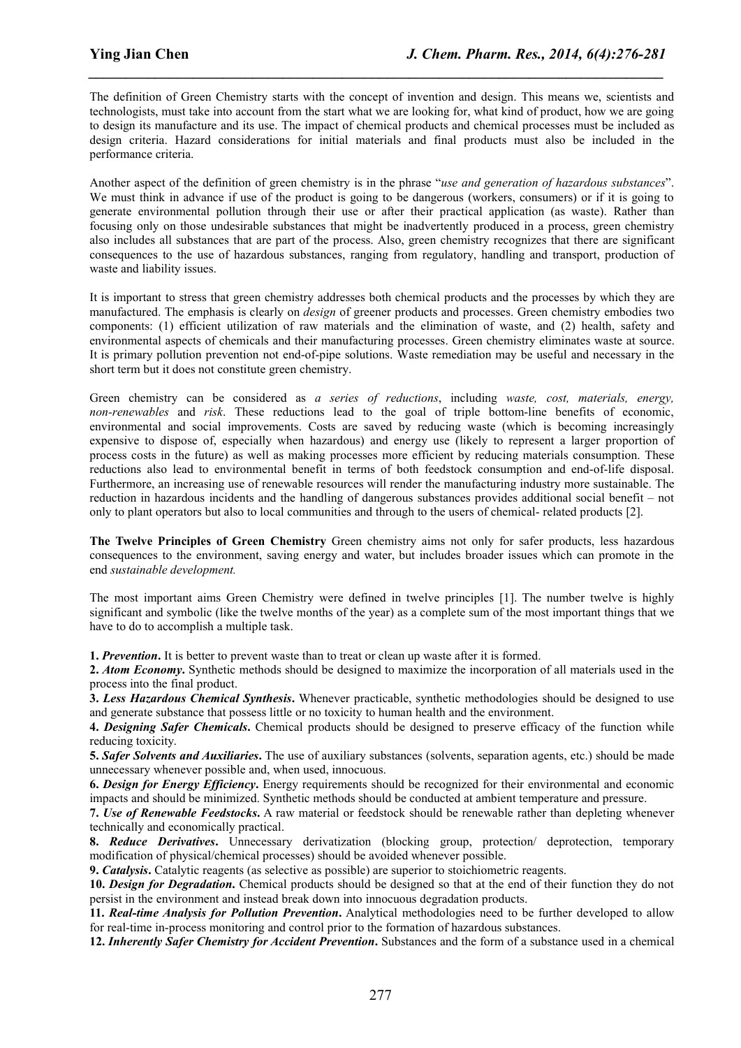The definition of Green Chemistry starts with the concept of invention and design. This means we, scientists and technologists, must take into account from the start what we are looking for, what kind of product, how we are going to design its manufacture and its use. The impact of chemical products and chemical processes must be included as design criteria. Hazard considerations for initial materials and final products must also be included in the performance criteria.

Another aspect of the definition of green chemistry is in the phrase "*use and generation of hazardous substances*". We must think in advance if use of the product is going to be dangerous (workers, consumers) or if it is going to generate environmental pollution through their use or after their practical application (as waste). Rather than focusing only on those undesirable substances that might be inadvertently produced in a process, green chemistry also includes all substances that are part of the process. Also, green chemistry recognizes that there are significant consequences to the use of hazardous substances, ranging from regulatory, handling and transport, production of waste and liability issues.

It is important to stress that green chemistry addresses both chemical products and the processes by which they are manufactured. The emphasis is clearly on *design* of greener products and processes. Green chemistry embodies two components: (1) efficient utilization of raw materials and the elimination of waste, and (2) health, safety and environmental aspects of chemicals and their manufacturing processes. Green chemistry eliminates waste at source. It is primary pollution prevention not end-of-pipe solutions. Waste remediation may be useful and necessary in the short term but it does not constitute green chemistry.

Green chemistry can be considered as *a series of reductions*, including *waste, cost, materials, energy, non-renewables* and *risk*. These reductions lead to the goal of triple bottom-line benefits of economic, environmental and social improvements. Costs are saved by reducing waste (which is becoming increasingly expensive to dispose of, especially when hazardous) and energy use (likely to represent a larger proportion of process costs in the future) as well as making processes more efficient by reducing materials consumption. These reductions also lead to environmental benefit in terms of both feedstock consumption and end-of-life disposal. Furthermore, an increasing use of renewable resources will render the manufacturing industry more sustainable. The reduction in hazardous incidents and the handling of dangerous substances provides additional social benefit – not only to plant operators but also to local communities and through to the users of chemical- related products [2].

**The Twelve Principles of Green Chemistry** Green chemistry aims not only for safer products, less hazardous consequences to the environment, saving energy and water, but includes broader issues which can promote in the end *sustainable development.*

The most important aims Green Chemistry were defined in twelve principles [1]. The number twelve is highly significant and symbolic (like the twelve months of the year) as a complete sum of the most important things that we have to do to accomplish a multiple task.

**1.** ***Prevention*.** It is better to prevent waste than to treat or clean up waste after it is formed.
**2.** ***Atom Economy*.** Synthetic methods should be designed to maximize the incorporation of all materials used in the process into the final product.
**3.** ***Less Hazardous Chemical Synthesis*.** Whenever practicable, synthetic methodologies should be designed to use and generate substance that possess little or no toxicity to human health and the environment.
**4.** ***Designing Safer Chemicals*.** Chemical products should be designed to preserve efficacy of the function while reducing toxicity.
**5.** ***Safer Solvents and Auxiliaries*.** The use of auxiliary substances (solvents, separation agents, etc.) should be made unnecessary whenever possible and, when used, innocuous.
**6.** ***Design for Energy Efficiency*.** Energy requirements should be recognized for their environmental and economic impacts and should be minimized. Synthetic methods should be conducted at ambient temperature and pressure.
**7.** ***Use of Renewable Feedstocks*.** A raw material or feedstock should be renewable rather than depleting whenever technically and economically practical.
**8.** ***Reduce Derivatives*.** Unnecessary derivatization (blocking group, protection/ deprotection, temporary modification of physical/chemical processes) should be avoided whenever possible.
**9.** ***Catalysis*.** Catalytic reagents (as selective as possible) are superior to stoichiometric reagents.
**10.** ***Design for Degradation*.** Chemical products should be designed so that at the end of their function they do not persist in the environment and instead break down into innocuous degradation products.
**11.** ***Real-time Analysis for Pollution Prevention*.** Analytical methodologies need to be further developed to allow for real-time in-process monitoring and control prior to the formation of hazardous substances.
**12.** ***Inherently Safer Chemistry for Accident Prevention*.** Substances and the form of a substance used in a chemical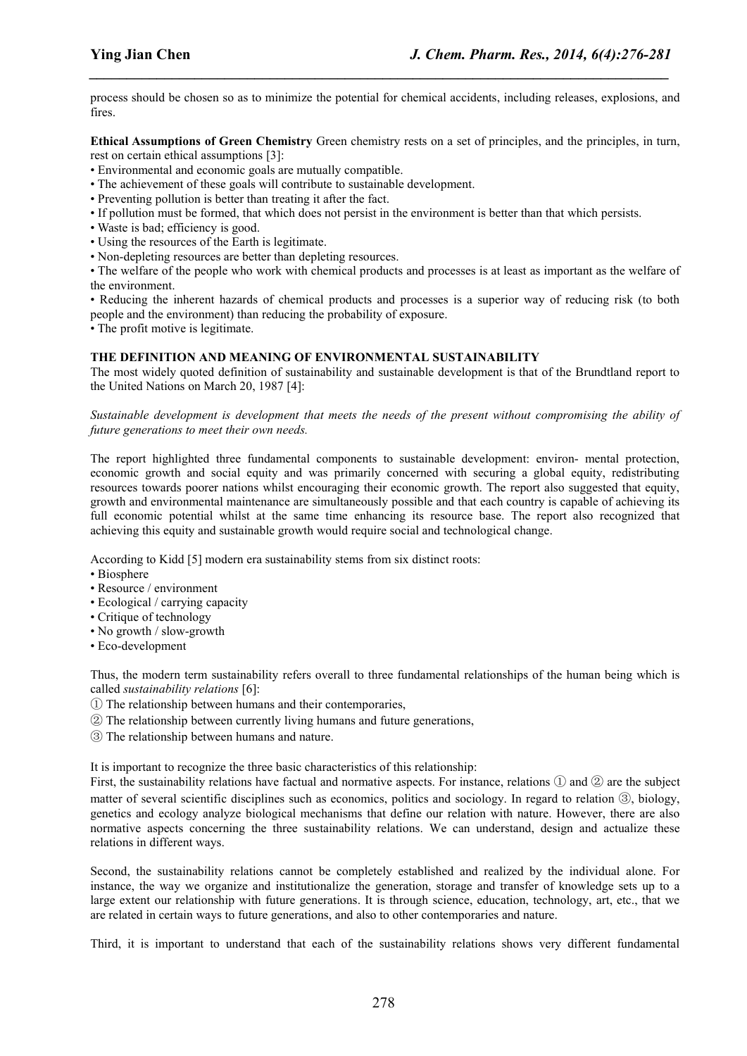process should be chosen so as to minimize the potential for chemical accidents, including releases, explosions, and fires.

**Ethical Assumptions of Green Chemistry** Green chemistry rests on a set of principles, and the principles, in turn, rest on certain ethical assumptions [3]:

- Environmental and economic goals are mutually compatible.
- The achievement of these goals will contribute to sustainable development.
- Preventing pollution is better than treating it after the fact.
- If pollution must be formed, that which does not persist in the environment is better than that which persists.
- Waste is bad; efficiency is good.
- Using the resources of the Earth is legitimate.
- Non-depleting resources are better than depleting resources.
- The welfare of the people who work with chemical products and processes is at least as important as the welfare of the environment.
- Reducing the inherent hazards of chemical products and processes is a superior way of reducing risk (to both people and the environment) than reducing the probability of exposure.
- The profit motive is legitimate.

## THE DEFINITION AND MEANING OF ENVIRONMENTAL SUSTAINABILITY

The most widely quoted definition of sustainability and sustainable development is that of the Brundtland report to the United Nations on March 20, 1987 [4]:

*Sustainable development is development that meets the needs of the present without compromising the ability of future generations to meet their own needs.*

The report highlighted three fundamental components to sustainable development: environ- mental protection, economic growth and social equity and was primarily concerned with securing a global equity, redistributing resources towards poorer nations whilst encouraging their economic growth. The report also suggested that equity, growth and environmental maintenance are simultaneously possible and that each country is capable of achieving its full economic potential whilst at the same time enhancing its resource base. The report also recognized that achieving this equity and sustainable growth would require social and technological change.

According to Kidd [5] modern era sustainability stems from six distinct roots:

- Biosphere
- Resource / environment
- Ecological / carrying capacity
- Critique of technology
- No growth / slow-growth
- Eco-development

Thus, the modern term sustainability refers overall to three fundamental relationships of the human being which is called *sustainability relations* [6]:

① The relationship between humans and their contemporaries,

② The relationship between currently living humans and future generations,

③ The relationship between humans and nature.

It is important to recognize the three basic characteristics of this relationship:

First, the sustainability relations have factual and normative aspects. For instance, relations ① and ② are the subject matter of several scientific disciplines such as economics, politics and sociology. In regard to relation ③, biology, genetics and ecology analyze biological mechanisms that define our relation with nature. However, there are also normative aspects concerning the three sustainability relations. We can understand, design and actualize these relations in different ways.

Second, the sustainability relations cannot be completely established and realized by the individual alone. For instance, the way we organize and institutionalize the generation, storage and transfer of knowledge sets up to a large extent our relationship with future generations. It is through science, education, technology, art, etc., that we are related in certain ways to future generations, and also to other contemporaries and nature.

Third, it is important to understand that each of the sustainability relations shows very different fundamental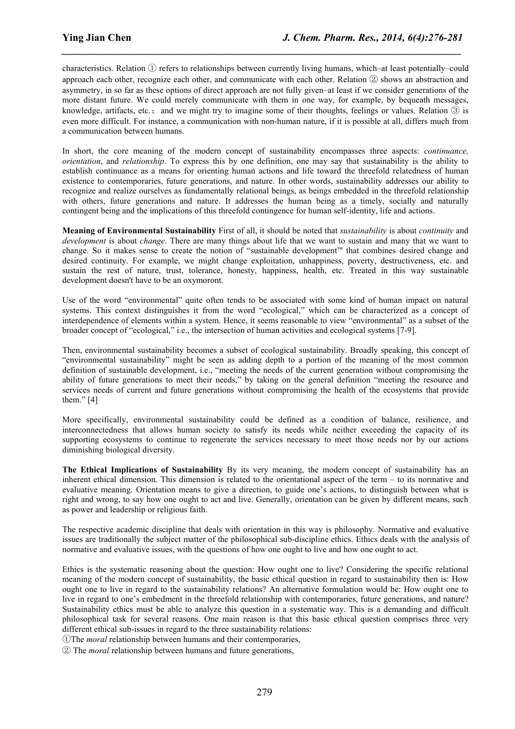characteristics. Relation ① refers to relationships between currently living humans, which–at least potentially–could approach each other, recognize each other, and communicate with each other. Relation ② shows an abstraction and asymmetry, in so far as these options of direct approach are not fully given–at least if we consider generations of the more distant future. We could merely communicate with them in one way, for example, by bequeath messages, knowledge, artifacts, etc.； and we might try to imagine some of their thoughts, feelings or values. Relation ③ is even more difficult. For instance, a communication with non-human nature, if it is possible at all, differs much from a communication between humans.

In short, the core meaning of the modern concept of sustainability encompasses three aspects: *continuance, orientation*, and *relationship*. To express this by one definition, one may say that sustainability is the ability to establish continuance as a means for orienting human actions and life toward the threefold relatedness of human existence to contemporaries, future generations, and nature. In other words, sustainability addresses our ability to recognize and realize ourselves as fundamentally relational beings, as beings embedded in the threefold relationship with others, future generations and nature. It addresses the human being as a timely, socially and naturally contingent being and the implications of this threefold contingence for human self-identity, life and actions.

**Meaning of Environmental Sustainability** First of all, it should be noted that *sustainability* is about *continuity* and *development* is about *change*. There are many things about life that we want to sustain and many that we want to change. So it makes sense to create the notion of "sustainable development"' that combines desired change and desired continuity. For example, we might change exploitation, unhappiness, poverty, destructiveness, etc. and sustain the rest of nature, trust, tolerance, honesty, happiness, health, etc. Treated in this way sustainable development doesn't have to be an oxymoront.

Use of the word "environmental" quite often tends to be associated with some kind of human impact on natural systems. This context distinguishes it from the word "ecological," which can be characterized as a concept of interdependence of elements within a system. Hence, it seems reasonable to view "environmental" as a subset of the broader concept of "ecological," i.e., the intersection of human activities and ecological systems [7-9].

Then, environmental sustainability becomes a subset of ecological sustainability. Broadly speaking, this concept of "environmental sustainability" might be seen as adding depth to a portion of the meaning of the most common definition of sustainable development, i.e., "meeting the needs of the current generation without compromising the ability of future generations to meet their needs," by taking on the general definition "meeting the resource and services needs of current and future generations without compromising the health of the ecosystems that provide them." [4]

More specifically, environmental sustainability could be defined as a condition of balance, resilience, and interconnectedness that allows human society to satisfy its needs while neither exceeding the capacity of its supporting ecosystems to continue to regenerate the services necessary to meet those needs nor by our actions diminishing biological diversity.

**The Ethical Implications of Sustainability** By its very meaning, the modern concept of sustainability has an inherent ethical dimension. This dimension is related to the orientational aspect of the term – to its normative and evaluative meaning. Orientation means to give a direction, to guide one's actions, to distinguish between what is right and wrong, to say how one ought to act and live. Generally, orientation can be given by different means, such as power and leadership or religious faith.

The respective academic discipline that deals with orientation in this way is philosophy. Normative and evaluative issues are traditionally the subject matter of the philosophical sub-discipline ethics. Ethics deals with the analysis of normative and evaluative issues, with the questions of how one ought to live and how one ought to act.

Ethics is the systematic reasoning about the question: How ought one to live? Considering the specific relational meaning of the modern concept of sustainability, the basic ethical question in regard to sustainability then is: How ought one to live in regard to the sustainability relations? An alternative formulation would be: How ought one to live in regard to one's embedment in the threefold relationship with contemporaries, future generations, and nature? Sustainability ethics must be able to analyze this question in a systematic way. This is a demanding and difficult philosophical task for several reasons. One main reason is that this basic ethical question comprises three very different ethical sub-issues in regard to the three sustainability relations:

①The *moral* relationship between humans and their contemporaries,

② The *moral* relationship between humans and future generations,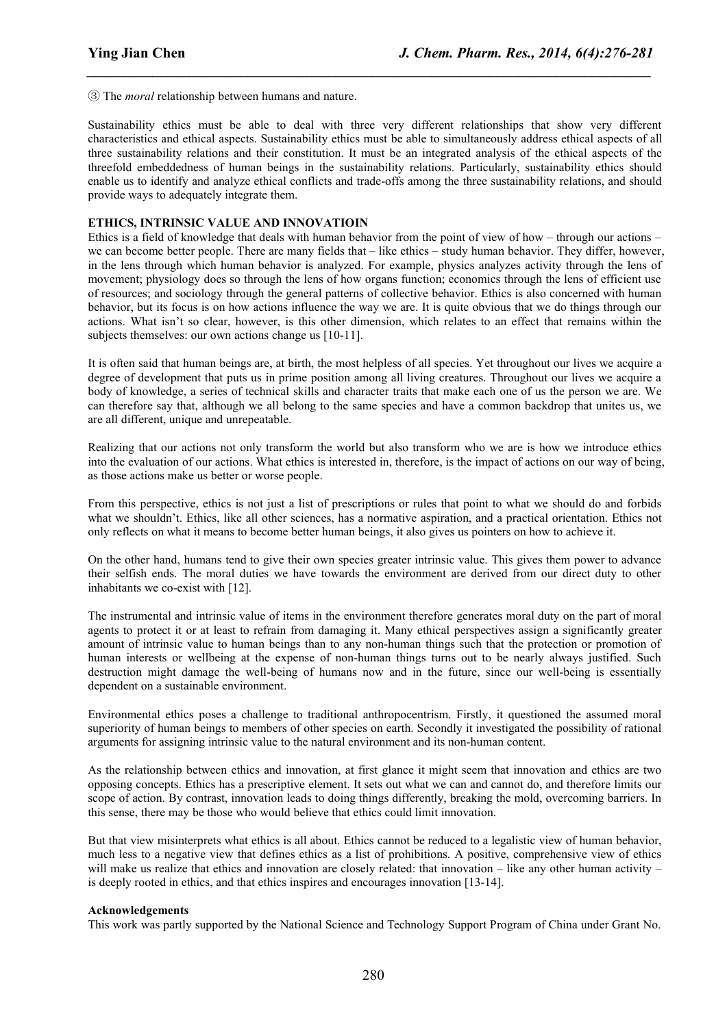③ The *moral* relationship between humans and nature.

Sustainability ethics must be able to deal with three very different relationships that show very different characteristics and ethical aspects. Sustainability ethics must be able to simultaneously address ethical aspects of all three sustainability relations and their constitution. It must be an integrated analysis of the ethical aspects of the threefold embeddedness of human beings in the sustainability relations. Particularly, sustainability ethics should enable us to identify and analyze ethical conflicts and trade-offs among the three sustainability relations, and should provide ways to adequately integrate them.

**ETHICS, INTRINSIC VALUE AND INNOVATIOIN**

Ethics is a field of knowledge that deals with human behavior from the point of view of how – through our actions – we can become better people. There are many fields that – like ethics – study human behavior. They differ, however, in the lens through which human behavior is analyzed. For example, physics analyzes activity through the lens of movement; physiology does so through the lens of how organs function; economics through the lens of efficient use of resources; and sociology through the general patterns of collective behavior. Ethics is also concerned with human behavior, but its focus is on how actions influence the way we are. It is quite obvious that we do things through our actions. What isn't so clear, however, is this other dimension, which relates to an effect that remains within the subjects themselves: our own actions change us [10-11].

It is often said that human beings are, at birth, the most helpless of all species. Yet throughout our lives we acquire a degree of development that puts us in prime position among all living creatures. Throughout our lives we acquire a body of knowledge, a series of technical skills and character traits that make each one of us the person we are. We can therefore say that, although we all belong to the same species and have a common backdrop that unites us, we are all different, unique and unrepeatable.

Realizing that our actions not only transform the world but also transform who we are is how we introduce ethics into the evaluation of our actions. What ethics is interested in, therefore, is the impact of actions on our way of being, as those actions make us better or worse people.

From this perspective, ethics is not just a list of prescriptions or rules that point to what we should do and forbids what we shouldn't. Ethics, like all other sciences, has a normative aspiration, and a practical orientation. Ethics not only reflects on what it means to become better human beings, it also gives us pointers on how to achieve it.

On the other hand, humans tend to give their own species greater intrinsic value. This gives them power to advance their selfish ends. The moral duties we have towards the environment are derived from our direct duty to other inhabitants we co-exist with [12].

The instrumental and intrinsic value of items in the environment therefore generates moral duty on the part of moral agents to protect it or at least to refrain from damaging it. Many ethical perspectives assign a significantly greater amount of intrinsic value to human beings than to any non-human things such that the protection or promotion of human interests or wellbeing at the expense of non-human things turns out to be nearly always justified. Such destruction might damage the well-being of humans now and in the future, since our well-being is essentially dependent on a sustainable environment.

Environmental ethics poses a challenge to traditional anthropocentrism. Firstly, it questioned the assumed moral superiority of human beings to members of other species on earth. Secondly it investigated the possibility of rational arguments for assigning intrinsic value to the natural environment and its non-human content.

As the relationship between ethics and innovation, at first glance it might seem that innovation and ethics are two opposing concepts. Ethics has a prescriptive element. It sets out what we can and cannot do, and therefore limits our scope of action. By contrast, innovation leads to doing things differently, breaking the mold, overcoming barriers. In this sense, there may be those who would believe that ethics could limit innovation.

But that view misinterprets what ethics is all about. Ethics cannot be reduced to a legalistic view of human behavior, much less to a negative view that defines ethics as a list of prohibitions. A positive, comprehensive view of ethics will make us realize that ethics and innovation are closely related: that innovation – like any other human activity – is deeply rooted in ethics, and that ethics inspires and encourages innovation [13-14].

**Acknowledgements**

This work was partly supported by the National Science and Technology Support Program of China under Grant No.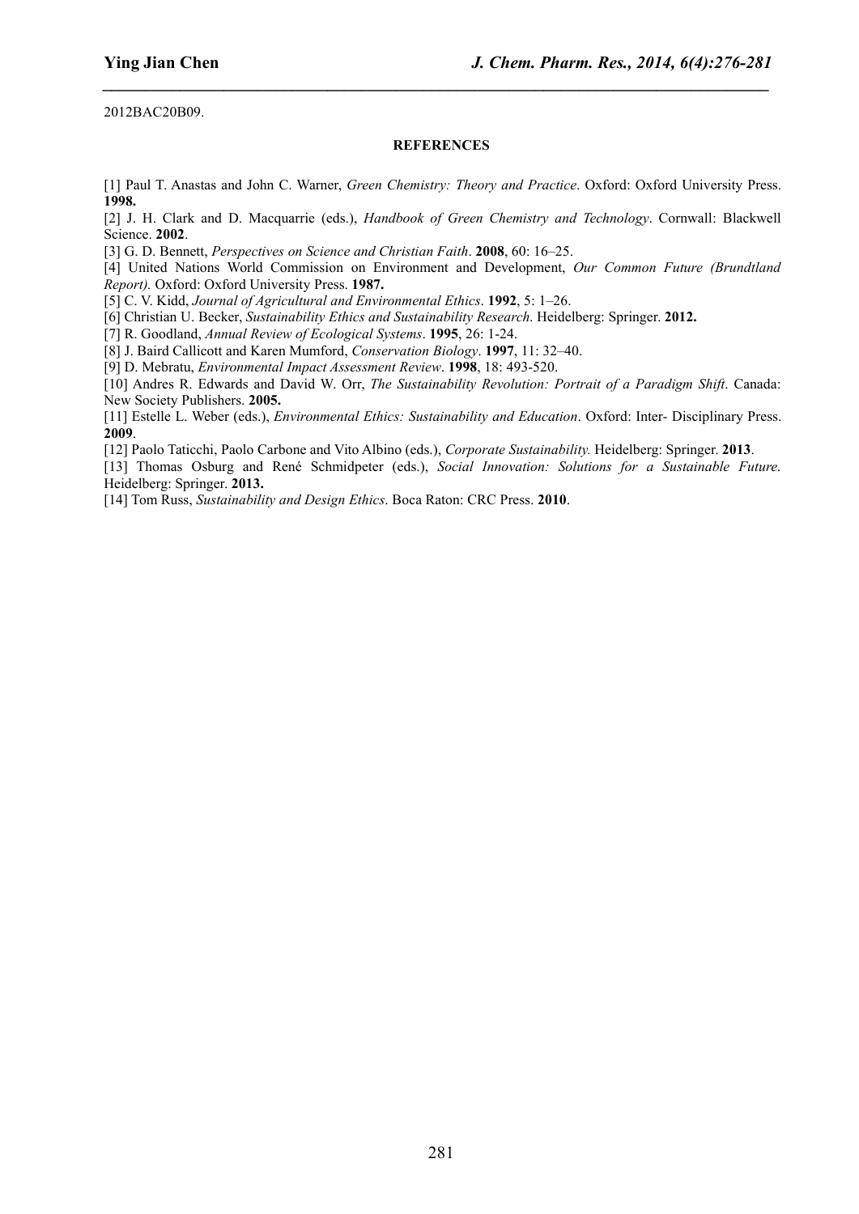2012BAC20B09.

## REFERENCES

[1] Paul T. Anastas and John C. Warner, *Green Chemistry: Theory and Practice*. Oxford: Oxford University Press. **1998.**

[2] J. H. Clark and D. Macquarrie (eds.), *Handbook of Green Chemistry and Technology*. Cornwall: Blackwell Science. **2002**.

[3] G. D. Bennett, *Perspectives on Science and Christian Faith*. **2008**, 60: 16–25.

[4] United Nations World Commission on Environment and Development, *Our Common Future (Brundtland Report).* Oxford: Oxford University Press. **1987.**

[5] C. V. Kidd, *Journal of Agricultural and Environmental Ethics*. **1992**, 5: 1–26.

[6] Christian U. Becker, *Sustainability Ethics and Sustainability Research*. Heidelberg: Springer. **2012.**

[7] R. Goodland, *Annual Review of Ecological Systems*. **1995**, 26: 1-24.

[8] J. Baird Callicott and Karen Mumford, *Conservation Biology*. **1997**, 11: 32–40.

[9] D. Mebratu, *Environmental Impact Assessment Review*. **1998**, 18: 493-520.

[10] Andres R. Edwards and David W. Orr, *The Sustainability Revolution: Portrait of a Paradigm Shift*. Canada: New Society Publishers. **2005.**

[11] Estelle L. Weber (eds.), *Environmental Ethics: Sustainability and Education*. Oxford: Inter- Disciplinary Press. **2009**.

[12] Paolo Taticchi, Paolo Carbone and Vito Albino (eds.), *Corporate Sustainability.* Heidelberg: Springer. **2013**.

[13] Thomas Osburg and René Schmidpeter (eds.), *Social Innovation: Solutions for a Sustainable Future*. Heidelberg: Springer. **2013.**

[14] Tom Russ, *Sustainability and Design Ethics*. Boca Raton: CRC Press. **2010**.